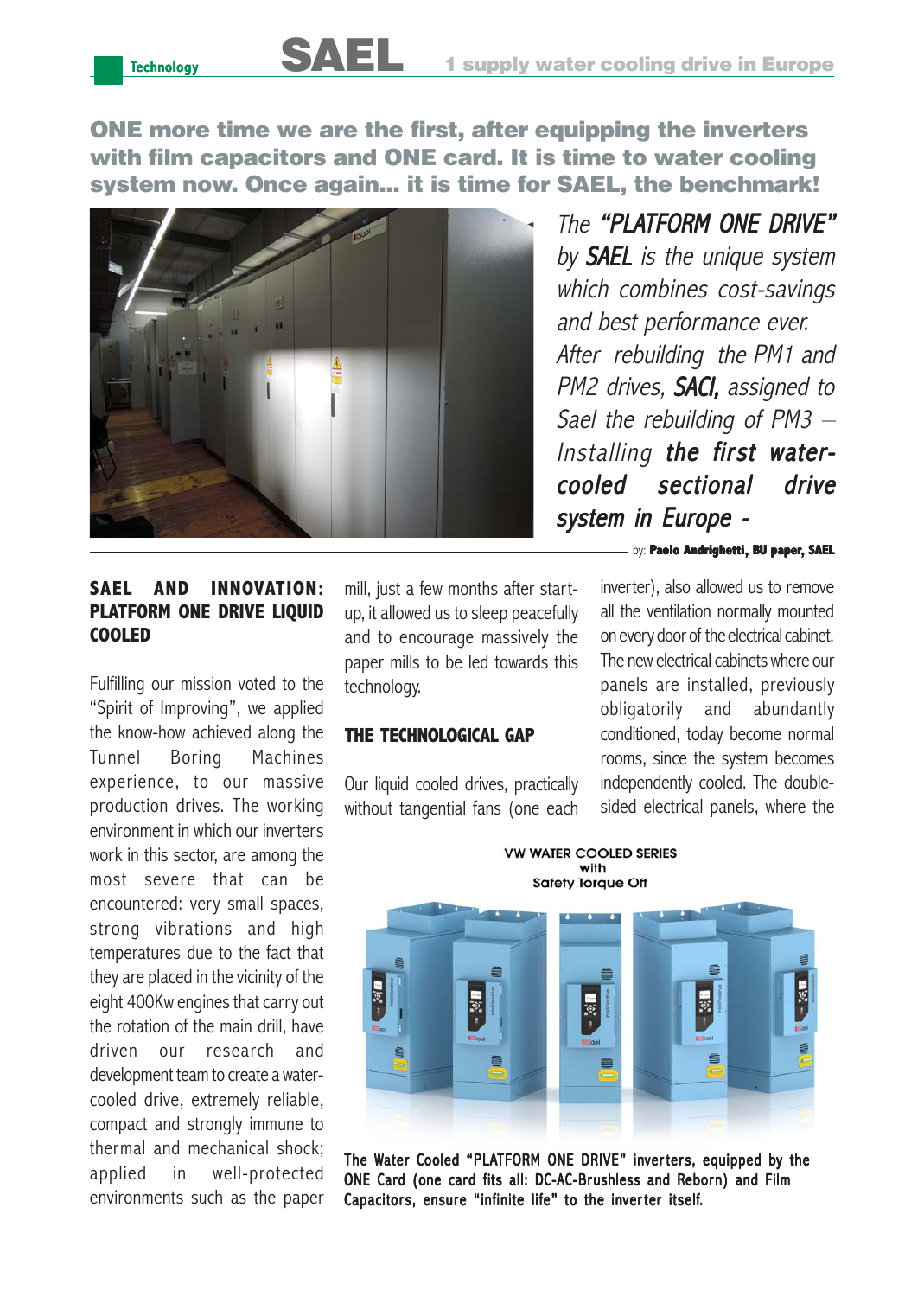ONE more time we are the first, after equipping the inverters with film capacitors and ONE card. It is time to water cooling system now. Once again... it is time for SAEL, the benchmark!

*The* ***"PLATFORM ONE DRIVE"*** *by* ***SAEL*** *is the unique system which combines cost-savings and best performance ever. After rebuilding the PM1 and PM2 drives,* ***SACI,*** *assigned to Sael the rebuilding of PM3 – Installing* ***the first water-cooled sectional drive system in Europe -***

by: **Paolo Andrighetti, BU paper, SAEL**

## SAEL AND INNOVATION: PLATFORM ONE DRIVE LIQUID COOLED

Fulfilling our mission voted to the "Spirit of Improving", we applied the know-how achieved along the Tunnel Boring Machines experience, to our massive production drives. The working environment in which our inverters work in this sector, are among the most severe that can be encountered: very small spaces, strong vibrations and high temperatures due to the fact that they are placed in the vicinity of the eight 400Kw engines that carry out the rotation of the main drill, have driven our research and development team to create a water-cooled drive, extremely reliable, compact and strongly immune to thermal and mechanical shock; applied in well-protected environments such as the paper mill, just a few months after start-up, it allowed us to sleep peacefully and to encourage massively the paper mills to be led towards this technology.

## THE TECHNOLOGICAL GAP

Our liquid cooled drives, practically without tangential fans (one each inverter), also allowed us to remove all the ventilation normally mounted on every door of the electrical cabinet. The new electrical cabinets where our panels are installed, previously obligatorily and abundantly conditioned, today become normal rooms, since the system becomes independently cooled. The double-sided electrical panels, where the

VW WATER COOLED SERIES with Safety Torque Off

The Water Cooled "PLATFORM ONE DRIVE" inverters, equipped by the ONE Card (one card fits all: DC-AC-Brushless and Reborn) and Film Capacitors, ensure "infinite life" to the inverter itself.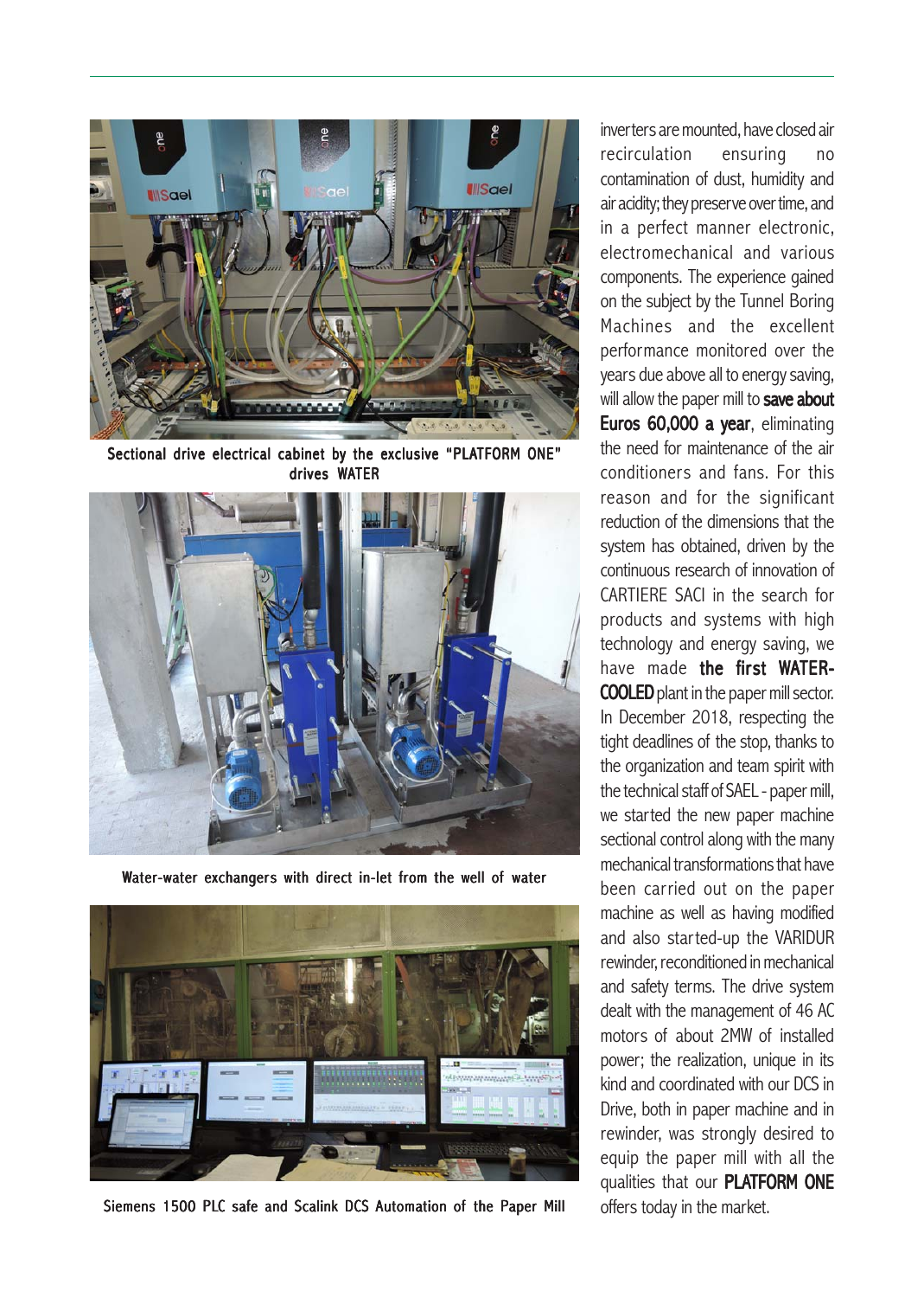Sectional drive electrical cabinet by the exclusive "PLATFORM ONE" drives WATER

Water-water exchangers with direct in-let from the well of water

Siemens 1500 PLC safe and Scalink DCS Automation of the Paper Mill

inverters are mounted, have closed air recirculation ensuring no contamination of dust, humidity and air acidity; they preserve over time, and in a perfect manner electronic, electromechanical and various components. The experience gained on the subject by the Tunnel Boring Machines and the excellent performance monitored over the years due above all to energy saving, will allow the paper mill to **save about Euros 60,000 a year**, eliminating the need for maintenance of the air conditioners and fans. For this reason and for the significant reduction of the dimensions that the system has obtained, driven by the continuous research of innovation of CARTIERE SACI in the search for products and systems with high technology and energy saving, we have made **the first WATER-COOLED** plant in the paper mill sector. In December 2018, respecting the tight deadlines of the stop, thanks to the organization and team spirit with the technical staff of SAEL - paper mill, we started the new paper machine sectional control along with the many mechanical transformations that have been carried out on the paper machine as well as having modified and also started-up the VARIDUR rewinder, reconditioned in mechanical and safety terms. The drive system dealt with the management of 46 AC motors of about 2MW of installed power; the realization, unique in its kind and coordinated with our DCS in Drive, both in paper machine and in rewinder, was strongly desired to equip the paper mill with all the qualities that our **PLATFORM ONE** offers today in the market.